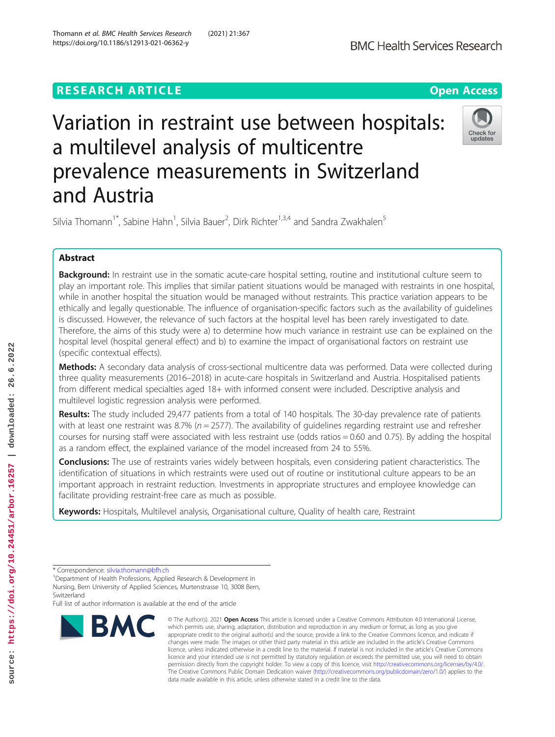# RESEARCH ARTICLE

**Open Access**

# Variation in restraint use between hospitals: a multilevel analysis of multicentre prevalence measurements in Switzerland and Austria

Silvia Thomann[1*], Sabine Hahn[1], Silvia Bauer[2], Dirk Richter[1,3,4] and Sandra Zwakhalen[5]

## Abstract

**Background:** In restraint use in the somatic acute-care hospital setting, routine and institutional culture seem to play an important role. This implies that similar patient situations would be managed with restraints in one hospital, while in another hospital the situation would be managed without restraints. This practice variation appears to be ethically and legally questionable. The influence of organisation-specific factors such as the availability of guidelines is discussed. However, the relevance of such factors at the hospital level has been rarely investigated to date. Therefore, the aims of this study were a) to determine how much variance in restraint use can be explained on the hospital level (hospital general effect) and b) to examine the impact of organisational factors on restraint use (specific contextual effects).

**Methods:** A secondary data analysis of cross-sectional multicentre data was performed. Data were collected during three quality measurements (2016–2018) in acute-care hospitals in Switzerland and Austria. Hospitalised patients from different medical specialties aged 18+ with informed consent were included. Descriptive analysis and multilevel logistic regression analysis were performed.

**Results:** The study included 29,477 patients from a total of 140 hospitals. The 30-day prevalence rate of patients with at least one restraint was 8.7% ($n = 2577$). The availability of guidelines regarding restraint use and refresher courses for nursing staff were associated with less restraint use (odds ratios = 0.60 and 0.75). By adding the hospital as a random effect, the explained variance of the model increased from 24 to 55%.

**Conclusions:** The use of restraints varies widely between hospitals, even considering patient characteristics. The identification of situations in which restraints were used out of routine or institutional culture appears to be an important approach in restraint reduction. Investments in appropriate structures and employee knowledge can facilitate providing restraint-free care as much as possible.

**Keywords:** Hospitals, Multilevel analysis, Organisational culture, Quality of health care, Restraint

---

* Correspondence: silvia.thomann@bfh.ch
[1]Department of Health Professions, Applied Research & Development in Nursing, Bern University of Applied Sciences, Murtenstrasse 10, 3008 Bern, Switzerland
Full list of author information is available at the end of the article

© The Author(s). 2021 **Open Access** This article is licensed under a Creative Commons Attribution 4.0 International License, which permits use, sharing, adaptation, distribution and reproduction in any medium or format, as long as you give appropriate credit to the original author(s) and the source, provide a link to the Creative Commons licence, and indicate if changes were made. The images or other third party material in this article are included in the article's Creative Commons licence, unless indicated otherwise in a credit line to the material. If material is not included in the article's Creative Commons licence and your intended use is not permitted by statutory regulation or exceeds the permitted use, you will need to obtain permission directly from the copyright holder. To view a copy of this licence, visit http://creativecommons.org/licenses/by/4.0/. The Creative Commons Public Domain Dedication waiver (http://creativecommons.org/publicdomain/zero/1.0/) applies to the data made available in this article, unless otherwise stated in a credit line to the data.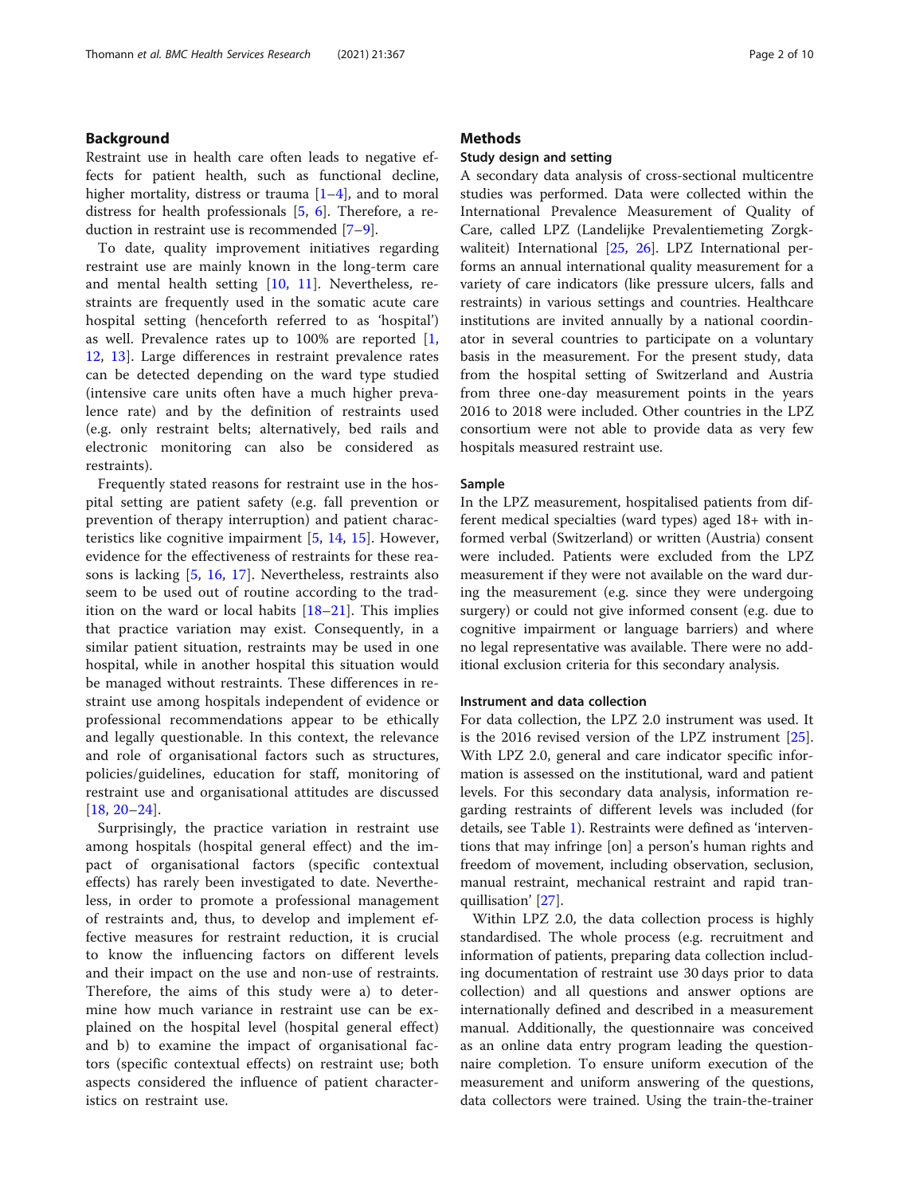## Background

Restraint use in health care often leads to negative effects for patient health, such as functional decline, higher mortality, distress or trauma [1–4], and to moral distress for health professionals [5, 6]. Therefore, a reduction in restraint use is recommended [7–9].

To date, quality improvement initiatives regarding restraint use are mainly known in the long-term care and mental health setting [10, 11]. Nevertheless, restraints are frequently used in the somatic acute care hospital setting (henceforth referred to as 'hospital') as well. Prevalence rates up to 100% are reported [1, 12, 13]. Large differences in restraint prevalence rates can be detected depending on the ward type studied (intensive care units often have a much higher prevalence rate) and by the definition of restraints used (e.g. only restraint belts; alternatively, bed rails and electronic monitoring can also be considered as restraints).

Frequently stated reasons for restraint use in the hospital setting are patient safety (e.g. fall prevention or prevention of therapy interruption) and patient characteristics like cognitive impairment [5, 14, 15]. However, evidence for the effectiveness of restraints for these reasons is lacking [5, 16, 17]. Nevertheless, restraints also seem to be used out of routine according to the tradition on the ward or local habits [18–21]. This implies that practice variation may exist. Consequently, in a similar patient situation, restraints may be used in one hospital, while in another hospital this situation would be managed without restraints. These differences in restraint use among hospitals independent of evidence or professional recommendations appear to be ethically and legally questionable. In this context, the relevance and role of organisational factors such as structures, policies/guidelines, education for staff, monitoring of restraint use and organisational attitudes are discussed [18, 20–24].

Surprisingly, the practice variation in restraint use among hospitals (hospital general effect) and the impact of organisational factors (specific contextual effects) has rarely been investigated to date. Nevertheless, in order to promote a professional management of restraints and, thus, to develop and implement effective measures for restraint reduction, it is crucial to know the influencing factors on different levels and their impact on the use and non-use of restraints. Therefore, the aims of this study were a) to determine how much variance in restraint use can be explained on the hospital level (hospital general effect) and b) to examine the impact of organisational factors (specific contextual effects) on restraint use; both aspects considered the influence of patient characteristics on restraint use.

## Methods

### Study design and setting

A secondary data analysis of cross-sectional multicentre studies was performed. Data were collected within the International Prevalence Measurement of Quality of Care, called LPZ (Landelijke Prevalentiemeting Zorgkwaliteit) International [25, 26]. LPZ International performs an annual international quality measurement for a variety of care indicators (like pressure ulcers, falls and restraints) in various settings and countries. Healthcare institutions are invited annually by a national coordinator in several countries to participate on a voluntary basis in the measurement. For the present study, data from the hospital setting of Switzerland and Austria from three one-day measurement points in the years 2016 to 2018 were included. Other countries in the LPZ consortium were not able to provide data as very few hospitals measured restraint use.

### Sample

In the LPZ measurement, hospitalised patients from different medical specialties (ward types) aged 18+ with informed verbal (Switzerland) or written (Austria) consent were included. Patients were excluded from the LPZ measurement if they were not available on the ward during the measurement (e.g. since they were undergoing surgery) or could not give informed consent (e.g. due to cognitive impairment or language barriers) and where no legal representative was available. There were no additional exclusion criteria for this secondary analysis.

### Instrument and data collection

For data collection, the LPZ 2.0 instrument was used. It is the 2016 revised version of the LPZ instrument [25]. With LPZ 2.0, general and care indicator specific information is assessed on the institutional, ward and patient levels. For this secondary data analysis, information regarding restraints of different levels was included (for details, see Table 1). Restraints were defined as 'interventions that may infringe [on] a person's human rights and freedom of movement, including observation, seclusion, manual restraint, mechanical restraint and rapid tranquillisation' [27].

Within LPZ 2.0, the data collection process is highly standardised. The whole process (e.g. recruitment and information of patients, preparing data collection including documentation of restraint use 30 days prior to data collection) and all questions and answer options are internationally defined and described in a measurement manual. Additionally, the questionnaire was conceived as an online data entry program leading the questionnaire completion. To ensure uniform execution of the measurement and uniform answering of the questions, data collectors were trained. Using the train-the-trainer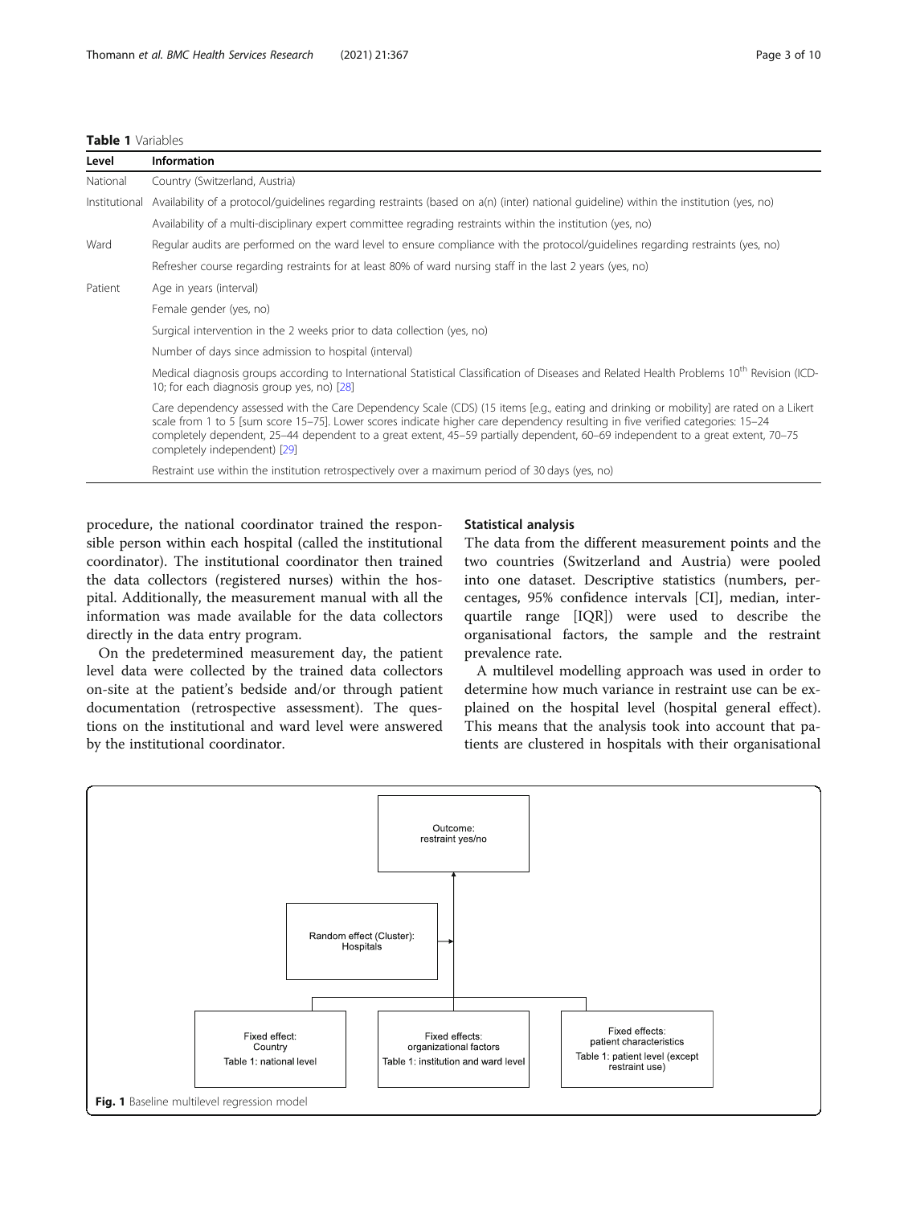**Table 1** Variables

| Level | Information |
|---|---|
| National | Country (Switzerland, Austria) |
| Institutional | Availability of a protocol/guidelines regarding restraints (based on a(n) (inter) national guideline) within the institution (yes, no) |
| | Availability of a multi-disciplinary expert committee regrading restraints within the institution (yes, no) |
| Ward | Regular audits are performed on the ward level to ensure compliance with the protocol/guidelines regarding restraints (yes, no) |
| | Refresher course regarding restraints for at least 80% of ward nursing staff in the last 2 years (yes, no) |
| Patient | Age in years (interval) |
| | Female gender (yes, no) |
| | Surgical intervention in the 2 weeks prior to data collection (yes, no) |
| | Number of days since admission to hospital (interval) |
| | Medical diagnosis groups according to International Statistical Classification of Diseases and Related Health Problems 10th Revision (ICD-10; for each diagnosis group yes, no) [28] |
| | Care dependency assessed with the Care Dependency Scale (CDS) (15 items [e.g., eating and drinking or mobility] are rated on a Likert scale from 1 to 5 [sum score 15–75]. Lower scores indicate higher care dependency resulting in five verified categories: 15–24 completely dependent, 25–44 dependent to a great extent, 45–59 partially dependent, 60–69 independent to a great extent, 70–75 completely independent) [29] |
| | Restraint use within the institution retrospectively over a maximum period of 30 days (yes, no) |

procedure, the national coordinator trained the responsible person within each hospital (called the institutional coordinator). The institutional coordinator then trained the data collectors (registered nurses) within the hospital. Additionally, the measurement manual with all the information was made available for the data collectors directly in the data entry program.

On the predetermined measurement day, the patient level data were collected by the trained data collectors on-site at the patient's bedside and/or through patient documentation (retrospective assessment). The questions on the institutional and ward level were answered by the institutional coordinator.

### Statistical analysis

The data from the different measurement points and the two countries (Switzerland and Austria) were pooled into one dataset. Descriptive statistics (numbers, percentages, 95% confidence intervals [CI], median, interquartile range [IQR]) were used to describe the organisational factors, the sample and the restraint prevalence rate.

A multilevel modelling approach was used in order to determine how much variance in restraint use can be explained on the hospital level (hospital general effect). This means that the analysis took into account that patients are clustered in hospitals with their organisational

Outcome: restraint yes/no

Random effect (Cluster): Hospitals

Fixed effect: Country — Table 1: national level

Fixed effects: organizational factors — Table 1: institution and ward level

Fixed effects: patient characteristics — Table 1: patient level (except restraint use)

**Fig. 1** Baseline multilevel regression model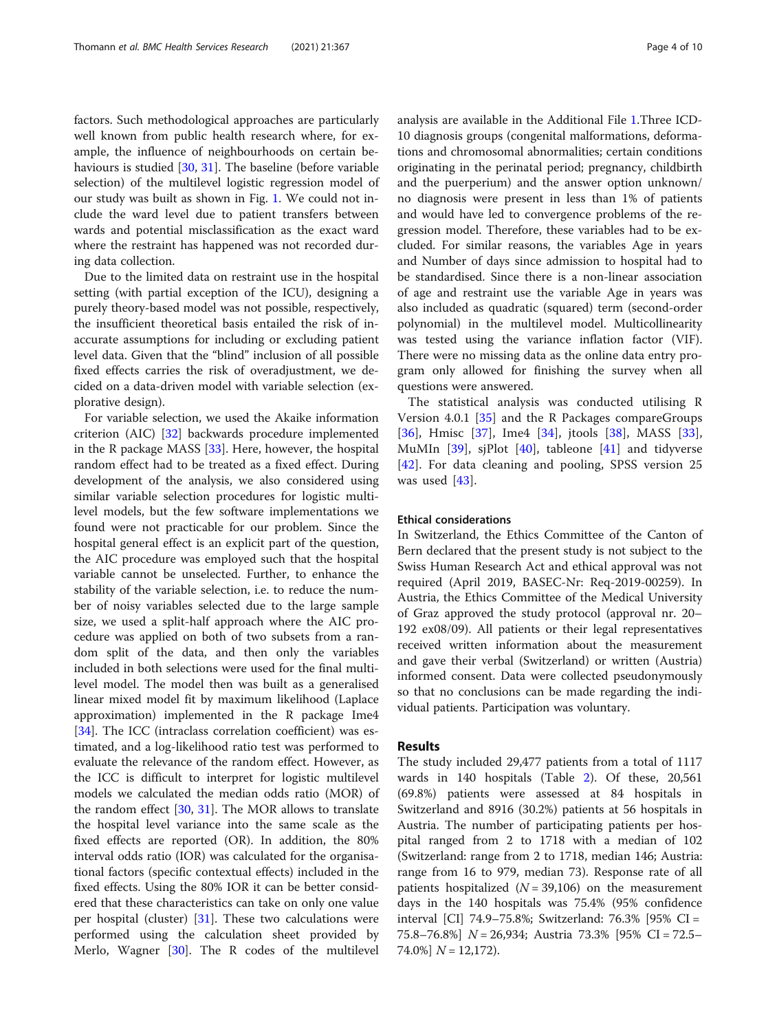factors. Such methodological approaches are particularly well known from public health research where, for example, the influence of neighbourhoods on certain behaviours is studied [30, 31]. The baseline (before variable selection) of the multilevel logistic regression model of our study was built as shown in Fig. 1. We could not include the ward level due to patient transfers between wards and potential misclassification as the exact ward where the restraint has happened was not recorded during data collection.

Due to the limited data on restraint use in the hospital setting (with partial exception of the ICU), designing a purely theory-based model was not possible, respectively, the insufficient theoretical basis entailed the risk of inaccurate assumptions for including or excluding patient level data. Given that the "blind" inclusion of all possible fixed effects carries the risk of overadjustment, we decided on a data-driven model with variable selection (explorative design).

For variable selection, we used the Akaike information criterion (AIC) [32] backwards procedure implemented in the R package MASS [33]. Here, however, the hospital random effect had to be treated as a fixed effect. During development of the analysis, we also considered using similar variable selection procedures for logistic multilevel models, but the few software implementations we found were not practicable for our problem. Since the hospital general effect is an explicit part of the question, the AIC procedure was employed such that the hospital variable cannot be unselected. Further, to enhance the stability of the variable selection, i.e. to reduce the number of noisy variables selected due to the large sample size, we used a split-half approach where the AIC procedure was applied on both of two subsets from a random split of the data, and then only the variables included in both selections were used for the final multilevel model. The model then was built as a generalised linear mixed model fit by maximum likelihood (Laplace approximation) implemented in the R package lme4 [34]. The ICC (intraclass correlation coefficient) was estimated, and a log-likelihood ratio test was performed to evaluate the relevance of the random effect. However, as the ICC is difficult to interpret for logistic multilevel models we calculated the median odds ratio (MOR) of the random effect [30, 31]. The MOR allows to translate the hospital level variance into the same scale as the fixed effects are reported (OR). In addition, the 80% interval odds ratio (IOR) was calculated for the organisational factors (specific contextual effects) included in the fixed effects. Using the 80% IOR it can be better considered that these characteristics can take on only one value per hospital (cluster) [31]. These two calculations were performed using the calculation sheet provided by Merlo, Wagner [30]. The R codes of the multilevel analysis are available in the Additional File 1.Three ICD-10 diagnosis groups (congenital malformations, deformations and chromosomal abnormalities; certain conditions originating in the perinatal period; pregnancy, childbirth and the puerperium) and the answer option unknown/no diagnosis were present in less than 1% of patients and would have led to convergence problems of the regression model. Therefore, these variables had to be excluded. For similar reasons, the variables Age in years and Number of days since admission to hospital had to be standardised. Since there is a non-linear association of age and restraint use the variable Age in years was also included as quadratic (squared) term (second-order polynomial) in the multilevel model. Multicollinearity was tested using the variance inflation factor (VIF). There were no missing data as the online data entry program only allowed for finishing the survey when all questions were answered.

The statistical analysis was conducted utilising R Version 4.0.1 [35] and the R Packages compareGroups [36], Hmisc [37], lme4 [34], jtools [38], MASS [33], MuMIn [39], sjPlot [40], tableone [41] and tidyverse [42]. For data cleaning and pooling, SPSS version 25 was used [43].

### Ethical considerations

In Switzerland, the Ethics Committee of the Canton of Bern declared that the present study is not subject to the Swiss Human Research Act and ethical approval was not required (April 2019, BASEC-Nr: Req-2019-00259). In Austria, the Ethics Committee of the Medical University of Graz approved the study protocol (approval nr. 20–192 ex08/09). All patients or their legal representatives received written information about the measurement and gave their verbal (Switzerland) or written (Austria) informed consent. Data were collected pseudonymously so that no conclusions can be made regarding the individual patients. Participation was voluntary.

## Results

The study included 29,477 patients from a total of 1117 wards in 140 hospitals (Table 2). Of these, 20,561 (69.8%) patients were assessed at 84 hospitals in Switzerland and 8916 (30.2%) patients at 56 hospitals in Austria. The number of participating patients per hospital ranged from 2 to 1718 with a median of 102 (Switzerland: range from 2 to 1718, median 146; Austria: range from 16 to 979, median 73). Response rate of all patients hospitalized ($N = 39,106$) on the measurement days in the 140 hospitals was 75.4% (95% confidence interval [CI] 74.9–75.8%; Switzerland: 76.3% [95% CI = 75.8–76.8%] $N = 26,934$; Austria 73.3% [95% CI = 72.5–74.0%] $N = 12,172$).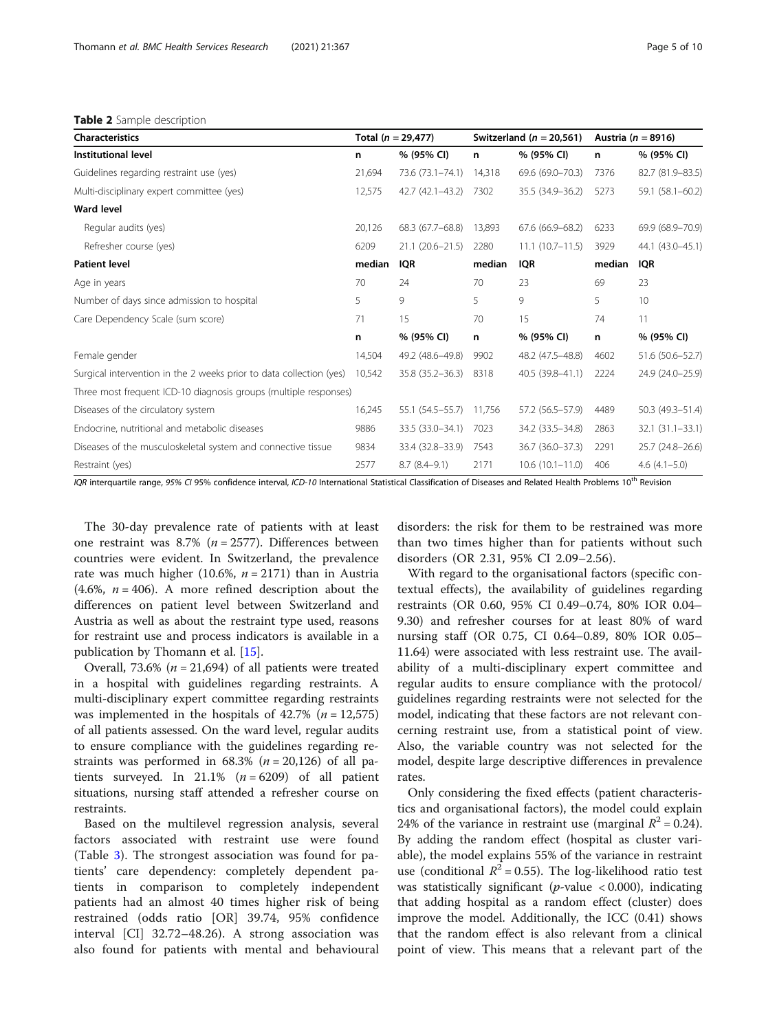**Table 2** Sample description

| Characteristics | Total ($n$ = 29,477) | | Switzerland ($n$ = 20,561) | | Austria ($n$ = 8916) | |
|---|---|---|---|---|---|---|
| **Institutional level** | **n** | **% (95% CI)** | **n** | **% (95% CI)** | **n** | **% (95% CI)** |
| Guidelines regarding restraint use (yes) | 21,694 | 73.6 (73.1–74.1) | 14,318 | 69.6 (69.0–70.3) | 7376 | 82.7 (81.9–83.5) |
| Multi-disciplinary expert committee (yes) | 12,575 | 42.7 (42.1–43.2) | 7302 | 35.5 (34.9–36.2) | 5273 | 59.1 (58.1–60.2) |
| **Ward level** | | | | | | |
| Regular audits (yes) | 20,126 | 68.3 (67.7–68.8) | 13,893 | 67.6 (66.9–68.2) | 6233 | 69.9 (68.9–70.9) |
| Refresher course (yes) | 6209 | 21.1 (20.6–21.5) | 2280 | 11.1 (10.7–11.5) | 3929 | 44.1 (43.0–45.1) |
| **Patient level** | **median** | **IQR** | **median** | **IQR** | **median** | **IQR** |
| Age in years | 70 | 24 | 70 | 23 | 69 | 23 |
| Number of days since admission to hospital | 5 | 9 | 5 | 9 | 5 | 10 |
| Care Dependency Scale (sum score) | 71 | 15 | 70 | 15 | 74 | 11 |
| | **n** | **% (95% CI)** | **n** | **% (95% CI)** | **n** | **% (95% CI)** |
| Female gender | 14,504 | 49.2 (48.6–49.8) | 9902 | 48.2 (47.5–48.8) | 4602 | 51.6 (50.6–52.7) |
| Surgical intervention in the 2 weeks prior to data collection (yes) | 10,542 | 35.8 (35.2–36.3) | 8318 | 40.5 (39.8–41.1) | 2224 | 24.9 (24.0–25.9) |
| Three most frequent ICD-10 diagnosis groups (multiple responses) | | | | | | |
| Diseases of the circulatory system | 16,245 | 55.1 (54.5–55.7) | 11,756 | 57.2 (56.5–57.9) | 4489 | 50.3 (49.3–51.4) |
| Endocrine, nutritional and metabolic diseases | 9886 | 33.5 (33.0–34.1) | 7023 | 34.2 (33.5–34.8) | 2863 | 32.1 (31.1–33.1) |
| Diseases of the musculoskeletal system and connective tissue | 9834 | 33.4 (32.8–33.9) | 7543 | 36.7 (36.0–37.3) | 2291 | 25.7 (24.8–26.6) |
| Restraint (yes) | 2577 | 8.7 (8.4–9.1) | 2171 | 10.6 (10.1–11.0) | 406 | 4.6 (4.1–5.0) |

*IQR* interquartile range, *95% CI* 95% confidence interval, *ICD-10* International Statistical Classification of Diseases and Related Health Problems 10th Revision

The 30-day prevalence rate of patients with at least one restraint was 8.7% ($n$ = 2577). Differences between countries were evident. In Switzerland, the prevalence rate was much higher (10.6%, $n$ = 2171) than in Austria (4.6%, $n$ = 406). A more refined description about the differences on patient level between Switzerland and Austria as well as about the restraint type used, reasons for restraint use and process indicators is available in a publication by Thomann et al. [15].

Overall, 73.6% ($n$ = 21,694) of all patients were treated in a hospital with guidelines regarding restraints. A multi-disciplinary expert committee regarding restraints was implemented in the hospitals of 42.7% ($n$ = 12,575) of all patients assessed. On the ward level, regular audits to ensure compliance with the guidelines regarding restraints was performed in 68.3% ($n$ = 20,126) of all patients surveyed. In 21.1% ($n$ = 6209) of all patient situations, nursing staff attended a refresher course on restraints.

Based on the multilevel regression analysis, several factors associated with restraint use were found (Table 3). The strongest association was found for patients' care dependency: completely dependent patients in comparison to completely independent patients had an almost 40 times higher risk of being restrained (odds ratio [OR] 39.74, 95% confidence interval [CI] 32.72–48.26). A strong association was also found for patients with mental and behavioural disorders: the risk for them to be restrained was more than two times higher than for patients without such disorders (OR 2.31, 95% CI 2.09–2.56).

With regard to the organisational factors (specific contextual effects), the availability of guidelines regarding restraints (OR 0.60, 95% CI 0.49–0.74, 80% IOR 0.04–9.30) and refresher courses for at least 80% of ward nursing staff (OR 0.75, CI 0.64–0.89, 80% IOR 0.05–11.64) were associated with less restraint use. The availability of a multi-disciplinary expert committee and regular audits to ensure compliance with the protocol/guidelines regarding restraints were not selected for the model, indicating that these factors are not relevant concerning restraint use, from a statistical point of view. Also, the variable country was not selected for the model, despite large descriptive differences in prevalence rates.

Only considering the fixed effects (patient characteristics and organisational factors), the model could explain 24% of the variance in restraint use (marginal $R^2 = 0.24$). By adding the random effect (hospital as cluster variable), the model explains 55% of the variance in restraint use (conditional $R^2 = 0.55$). The log-likelihood ratio test was statistically significant ($p$-value $< 0.000$), indicating that adding hospital as a random effect (cluster) does improve the model. Additionally, the ICC (0.41) shows that the random effect is also relevant from a clinical point of view. This means that a relevant part of the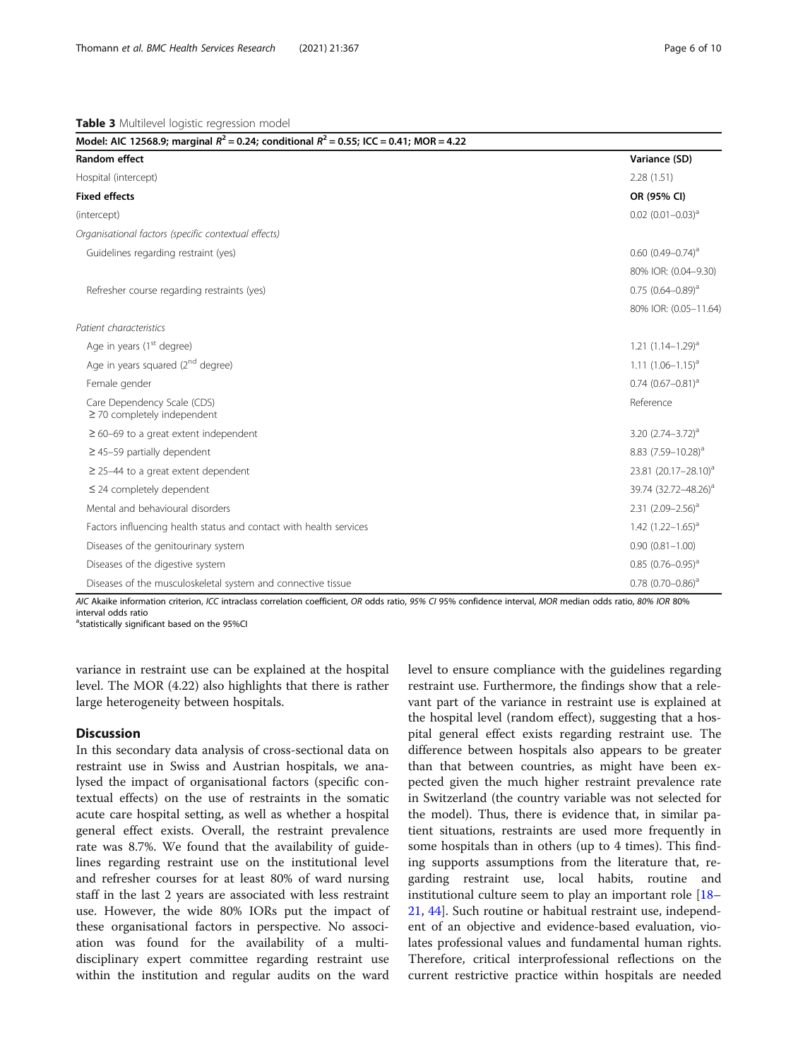**Table 3** Multilevel logistic regression model

| Model: AIC 12568.9; marginal $R^2$ = 0.24; conditional $R^2$ = 0.55; ICC = 0.41; MOR = 4.22 | |
|---|---|
| **Random effect** | **Variance (SD)** |
| Hospital (intercept) | 2.28 (1.51) |
| **Fixed effects** | **OR (95% CI)** |
| (intercept) | 0.02 (0.01–0.03)[a] |
| *Organisational factors (specific contextual effects)* | |
| Guidelines regarding restraint (yes) | 0.60 (0.49–0.74)[a] |
| | 80% IOR: (0.04–9.30) |
| Refresher course regarding restraints (yes) | 0.75 (0.64–0.89)[a] |
| | 80% IOR: (0.05–11.64) |
| *Patient characteristics* | |
| Age in years (1[st] degree) | 1.21 (1.14–1.29)[a] |
| Age in years squared (2[nd] degree) | 1.11 (1.06–1.15)[a] |
| Female gender | 0.74 (0.67–0.81)[a] |
| Care Dependency Scale (CDS) ≥ 70 completely independent | Reference |
| ≥ 60–69 to a great extent independent | 3.20 (2.74–3.72)[a] |
| ≥ 45–59 partially dependent | 8.83 (7.59–10.28)[a] |
| ≥ 25–44 to a great extent dependent | 23.81 (20.17–28.10)[a] |
| ≤ 24 completely dependent | 39.74 (32.72–48.26)[a] |
| Mental and behavioural disorders | 2.31 (2.09–2.56)[a] |
| Factors influencing health status and contact with health services | 1.42 (1.22–1.65)[a] |
| Diseases of the genitourinary system | 0.90 (0.81–1.00) |
| Diseases of the digestive system | 0.85 (0.76–0.95)[a] |
| Diseases of the musculoskeletal system and connective tissue | 0.78 (0.70–0.86)[a] |

*AIC* Akaike information criterion, *ICC* intraclass correlation coefficient, *OR* odds ratio, *95% CI* 95% confidence interval, *MOR* median odds ratio, *80% IOR* 80% interval odds ratio
[a]statistically significant based on the 95%CI

variance in restraint use can be explained at the hospital level. The MOR (4.22) also highlights that there is rather large heterogeneity between hospitals.

## Discussion

In this secondary data analysis of cross-sectional data on restraint use in Swiss and Austrian hospitals, we analysed the impact of organisational factors (specific contextual effects) on the use of restraints in the somatic acute care hospital setting, as well as whether a hospital general effect exists. Overall, the restraint prevalence rate was 8.7%. We found that the availability of guidelines regarding restraint use on the institutional level and refresher courses for at least 80% of ward nursing staff in the last 2 years are associated with less restraint use. However, the wide 80% IORs put the impact of these organisational factors in perspective. No association was found for the availability of a multidisciplinary expert committee regarding restraint use within the institution and regular audits on the ward level to ensure compliance with the guidelines regarding restraint use. Furthermore, the findings show that a relevant part of the variance in restraint use is explained at the hospital level (random effect), suggesting that a hospital general effect exists regarding restraint use. The difference between hospitals also appears to be greater than that between countries, as might have been expected given the much higher restraint prevalence rate in Switzerland (the country variable was not selected for the model). Thus, there is evidence that, in similar patient situations, restraints are used more frequently in some hospitals than in others (up to 4 times). This finding supports assumptions from the literature that, regarding restraint use, local habits, routine and institutional culture seem to play an important role [18–21, 44]. Such routine or habitual restraint use, independent of an objective and evidence-based evaluation, violates professional values and fundamental human rights. Therefore, critical interprofessional reflections on the current restrictive practice within hospitals are needed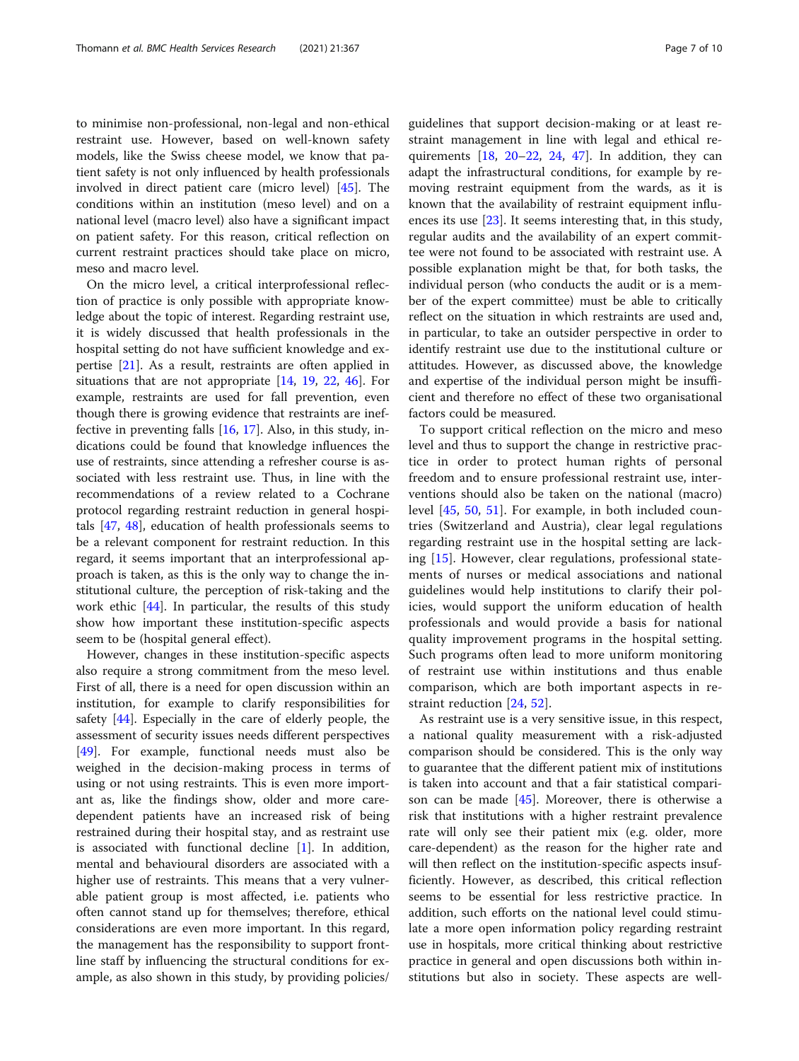to minimise non-professional, non-legal and non-ethical restraint use. However, based on well-known safety models, like the Swiss cheese model, we know that patient safety is not only influenced by health professionals involved in direct patient care (micro level) [45]. The conditions within an institution (meso level) and on a national level (macro level) also have a significant impact on patient safety. For this reason, critical reflection on current restraint practices should take place on micro, meso and macro level.

On the micro level, a critical interprofessional reflection of practice is only possible with appropriate knowledge about the topic of interest. Regarding restraint use, it is widely discussed that health professionals in the hospital setting do not have sufficient knowledge and expertise [21]. As a result, restraints are often applied in situations that are not appropriate [14, 19, 22, 46]. For example, restraints are used for fall prevention, even though there is growing evidence that restraints are ineffective in preventing falls [16, 17]. Also, in this study, indications could be found that knowledge influences the use of restraints, since attending a refresher course is associated with less restraint use. Thus, in line with the recommendations of a review related to a Cochrane protocol regarding restraint reduction in general hospitals [47, 48], education of health professionals seems to be a relevant component for restraint reduction. In this regard, it seems important that an interprofessional approach is taken, as this is the only way to change the institutional culture, the perception of risk-taking and the work ethic [44]. In particular, the results of this study show how important these institution-specific aspects seem to be (hospital general effect).

However, changes in these institution-specific aspects also require a strong commitment from the meso level. First of all, there is a need for open discussion within an institution, for example to clarify responsibilities for safety [44]. Especially in the care of elderly people, the assessment of security issues needs different perspectives [49]. For example, functional needs must also be weighed in the decision-making process in terms of using or not using restraints. This is even more important as, like the findings show, older and more care-dependent patients have an increased risk of being restrained during their hospital stay, and as restraint use is associated with functional decline [1]. In addition, mental and behavioural disorders are associated with a higher use of restraints. This means that a very vulnerable patient group is most affected, i.e. patients who often cannot stand up for themselves; therefore, ethical considerations are even more important. In this regard, the management has the responsibility to support front-line staff by influencing the structural conditions for example, as also shown in this study, by providing policies/guidelines that support decision-making or at least restraint management in line with legal and ethical requirements [18, 20–22, 24, 47]. In addition, they can adapt the infrastructural conditions, for example by removing restraint equipment from the wards, as it is known that the availability of restraint equipment influences its use [23]. It seems interesting that, in this study, regular audits and the availability of an expert committee were not found to be associated with restraint use. A possible explanation might be that, for both tasks, the individual person (who conducts the audit or is a member of the expert committee) must be able to critically reflect on the situation in which restraints are used and, in particular, to take an outsider perspective in order to identify restraint use due to the institutional culture or attitudes. However, as discussed above, the knowledge and expertise of the individual person might be insufficient and therefore no effect of these two organisational factors could be measured.

To support critical reflection on the micro and meso level and thus to support the change in restrictive practice in order to protect human rights of personal freedom and to ensure professional restraint use, interventions should also be taken on the national (macro) level [45, 50, 51]. For example, in both included countries (Switzerland and Austria), clear legal regulations regarding restraint use in the hospital setting are lacking [15]. However, clear regulations, professional statements of nurses or medical associations and national guidelines would help institutions to clarify their policies, would support the uniform education of health professionals and would provide a basis for national quality improvement programs in the hospital setting. Such programs often lead to more uniform monitoring of restraint use within institutions and thus enable comparison, which are both important aspects in restraint reduction [24, 52].

As restraint use is a very sensitive issue, in this respect, a national quality measurement with a risk-adjusted comparison should be considered. This is the only way to guarantee that the different patient mix of institutions is taken into account and that a fair statistical comparison can be made [45]. Moreover, there is otherwise a risk that institutions with a higher restraint prevalence rate will only see their patient mix (e.g. older, more care-dependent) as the reason for the higher rate and will then reflect on the institution-specific aspects insufficiently. However, as described, this critical reflection seems to be essential for less restrictive practice. In addition, such efforts on the national level could stimulate a more open information policy regarding restraint use in hospitals, more critical thinking about restrictive practice in general and open discussions both within institutions but also in society. These aspects are well-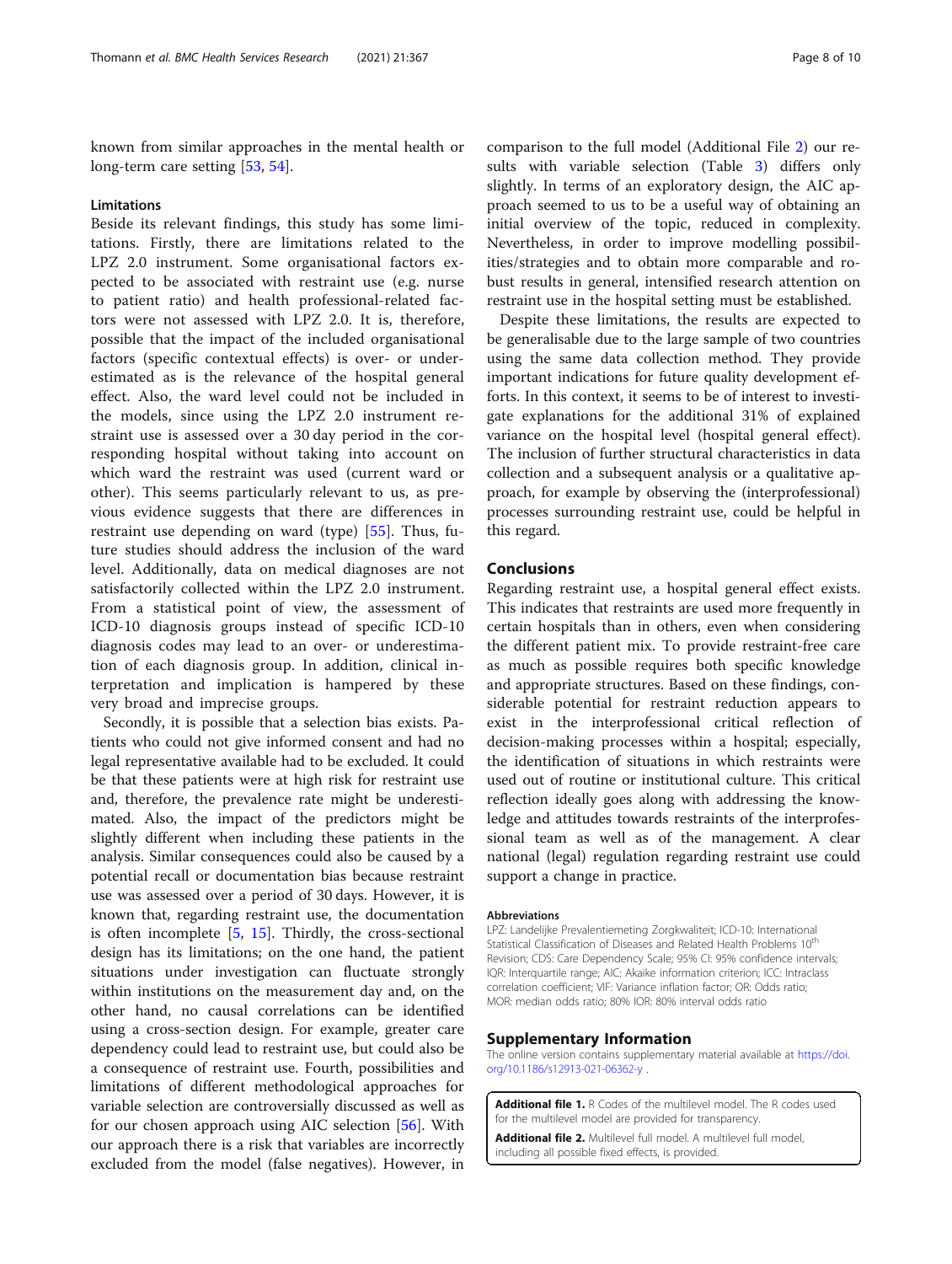known from similar approaches in the mental health or long-term care setting [53, 54].

### Limitations

Beside its relevant findings, this study has some limitations. Firstly, there are limitations related to the LPZ 2.0 instrument. Some organisational factors expected to be associated with restraint use (e.g. nurse to patient ratio) and health professional-related factors were not assessed with LPZ 2.0. It is, therefore, possible that the impact of the included organisational factors (specific contextual effects) is over- or underestimated as is the relevance of the hospital general effect. Also, the ward level could not be included in the models, since using the LPZ 2.0 instrument restraint use is assessed over a 30 day period in the corresponding hospital without taking into account on which ward the restraint was used (current ward or other). This seems particularly relevant to us, as previous evidence suggests that there are differences in restraint use depending on ward (type) [55]. Thus, future studies should address the inclusion of the ward level. Additionally, data on medical diagnoses are not satisfactorily collected within the LPZ 2.0 instrument. From a statistical point of view, the assessment of ICD-10 diagnosis groups instead of specific ICD-10 diagnosis codes may lead to an over- or underestimation of each diagnosis group. In addition, clinical interpretation and implication is hampered by these very broad and imprecise groups.

Secondly, it is possible that a selection bias exists. Patients who could not give informed consent and had no legal representative available had to be excluded. It could be that these patients were at high risk for restraint use and, therefore, the prevalence rate might be underestimated. Also, the impact of the predictors might be slightly different when including these patients in the analysis. Similar consequences could also be caused by a potential recall or documentation bias because restraint use was assessed over a period of 30 days. However, it is known that, regarding restraint use, the documentation is often incomplete [5, 15]. Thirdly, the cross-sectional design has its limitations; on the one hand, the patient situations under investigation can fluctuate strongly within institutions on the measurement day and, on the other hand, no causal correlations can be identified using a cross-section design. For example, greater care dependency could lead to restraint use, but could also be a consequence of restraint use. Fourth, possibilities and limitations of different methodological approaches for variable selection are controversially discussed as well as for our chosen approach using AIC selection [56]. With our approach there is a risk that variables are incorrectly excluded from the model (false negatives). However, in comparison to the full model (Additional File 2) our results with variable selection (Table 3) differs only slightly. In terms of an exploratory design, the AIC approach seemed to us to be a useful way of obtaining an initial overview of the topic, reduced in complexity. Nevertheless, in order to improve modelling possibilities/strategies and to obtain more comparable and robust results in general, intensified research attention on restraint use in the hospital setting must be established.

Despite these limitations, the results are expected to be generalisable due to the large sample of two countries using the same data collection method. They provide important indications for future quality development efforts. In this context, it seems to be of interest to investigate explanations for the additional 31% of explained variance on the hospital level (hospital general effect). The inclusion of further structural characteristics in data collection and a subsequent analysis or a qualitative approach, for example by observing the (interprofessional) processes surrounding restraint use, could be helpful in this regard.

## Conclusions

Regarding restraint use, a hospital general effect exists. This indicates that restraints are used more frequently in certain hospitals than in others, even when considering the different patient mix. To provide restraint-free care as much as possible requires both specific knowledge and appropriate structures. Based on these findings, considerable potential for restraint reduction appears to exist in the interprofessional critical reflection of decision-making processes within a hospital; especially, the identification of situations in which restraints were used out of routine or institutional culture. This critical reflection ideally goes along with addressing the knowledge and attitudes towards restraints of the interprofessional team as well as of the management. A clear national (legal) regulation regarding restraint use could support a change in practice.

#### Abbreviations

LPZ: Landelijke Prevalentiemeting Zorgkwaliteit; ICD-10: International Statistical Classification of Diseases and Related Health Problems 10th Revision; CDS: Care Dependency Scale; 95% CI: 95% confidence intervals; IQR: Interquartile range; AIC: Akaike information criterion; ICC: Intraclass correlation coefficient; VIF: Variance inflation factor; OR: Odds ratio; MOR: median odds ratio; 80% IOR: 80% interval odds ratio

## Supplementary Information

The online version contains supplementary material available at https://doi.org/10.1186/s12913-021-06362-y .

**Additional file 1.** R Codes of the multilevel model. The R codes used for the multilevel model are provided for transparency.

**Additional file 2.** Multilevel full model. A multilevel full model, including all possible fixed effects, is provided.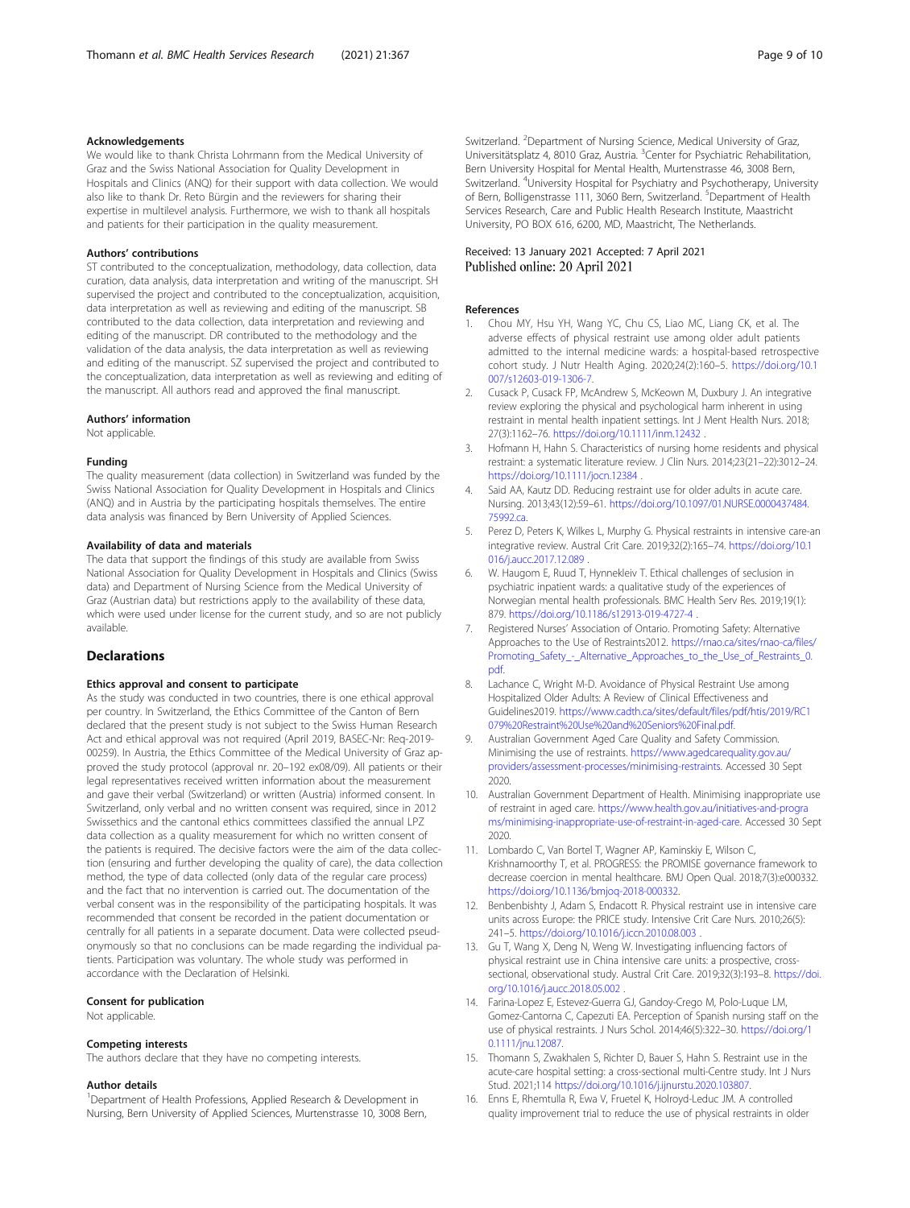### Acknowledgements

We would like to thank Christa Lohrmann from the Medical University of Graz and the Swiss National Association for Quality Development in Hospitals and Clinics (ANQ) for their support with data collection. We would also like to thank Dr. Reto Bürgin and the reviewers for sharing their expertise in multilevel analysis. Furthermore, we wish to thank all hospitals and patients for their participation in the quality measurement.

### Authors' contributions

ST contributed to the conceptualization, methodology, data collection, data curation, data analysis, data interpretation and writing of the manuscript. SH supervised the project and contributed to the conceptualization, acquisition, data interpretation as well as reviewing and editing of the manuscript. SB contributed to the data collection, data interpretation and reviewing and editing of the manuscript. DR contributed to the methodology and the validation of the data analysis, the data interpretation as well as reviewing and editing of the manuscript. SZ supervised the project and contributed to the conceptualization, data interpretation as well as reviewing and editing of the manuscript. All authors read and approved the final manuscript.

### Authors' information

Not applicable.

### Funding

The quality measurement (data collection) in Switzerland was funded by the Swiss National Association for Quality Development in Hospitals and Clinics (ANQ) and in Austria by the participating hospitals themselves. The entire data analysis was financed by Bern University of Applied Sciences.

### Availability of data and materials

The data that support the findings of this study are available from Swiss National Association for Quality Development in Hospitals and Clinics (Swiss data) and Department of Nursing Science from the Medical University of Graz (Austrian data) but restrictions apply to the availability of these data, which were used under license for the current study, and so are not publicly available.

## Declarations

### Ethics approval and consent to participate

As the study was conducted in two countries, there is one ethical approval per country. In Switzerland, the Ethics Committee of the Canton of Bern declared that the present study is not subject to the Swiss Human Research Act and ethical approval was not required (April 2019, BASEC-Nr: Req-2019-00259). In Austria, the Ethics Committee of the Medical University of Graz approved the study protocol (approval nr. 20–192 ex08/09). All patients or their legal representatives received written information about the measurement and gave their verbal (Switzerland) or written (Austria) informed consent. In Switzerland, only verbal and no written consent was required, since in 2012 Swissethics and the cantonal ethics committees classified the annual LPZ data collection as a quality measurement for which no written consent of the patients is required. The decisive factors were the aim of the data collection (ensuring and further developing the quality of care), the data collection method, the type of data collected (only data of the regular care process) and the fact that no intervention is carried out. The documentation of the verbal consent was in the responsibility of the participating hospitals. It was recommended that consent be recorded in the patient documentation or centrally for all patients in a separate document. Data were collected pseudonymously so that no conclusions can be made regarding the individual patients. Participation was voluntary. The whole study was performed in accordance with the Declaration of Helsinki.

### Consent for publication

Not applicable.

### Competing interests

The authors declare that they have no competing interests.

### Author details

[1]Department of Health Professions, Applied Research & Development in Nursing, Bern University of Applied Sciences, Murtenstrasse 10, 3008 Bern, Switzerland. [2]Department of Nursing Science, Medical University of Graz, Universitätsplatz 4, 8010 Graz, Austria. [3]Center for Psychiatric Rehabilitation, Bern University Hospital for Mental Health, Murtenstrasse 46, 3008 Bern, Switzerland. [4]University Hospital for Psychiatry and Psychotherapy, University of Bern, Bolligenstrasse 111, 3060 Bern, Switzerland. [5]Department of Health Services Research, Care and Public Health Research Institute, Maastricht University, PO BOX 616, 6200, MD, Maastricht, The Netherlands.

Received: 13 January 2021 Accepted: 7 April 2021
Published online: 20 April 2021

### References

1. Chou MY, Hsu YH, Wang YC, Chu CS, Liao MC, Liang CK, et al. The adverse effects of physical restraint use among older adult patients admitted to the internal medicine wards: a hospital-based retrospective cohort study. J Nutr Health Aging. 2020;24(2):160–5. https://doi.org/10.1007/s12603-019-1306-7.
2. Cusack P, Cusack FP, McAndrew S, McKeown M, Duxbury J. An integrative review exploring the physical and psychological harm inherent in using restraint in mental health inpatient settings. Int J Ment Health Nurs. 2018; 27(3):1162–76. https://doi.org/10.1111/inm.12432 .
3. Hofmann H, Hahn S. Characteristics of nursing home residents and physical restraint: a systematic literature review. J Clin Nurs. 2014;23(21–22):3012–24. https://doi.org/10.1111/jocn.12384 .
4. Said AA, Kautz DD. Reducing restraint use for older adults in acute care. Nursing. 2013;43(12):59–61. https://doi.org/10.1097/01.NURSE.0000437484.75992.ca.
5. Perez D, Peters K, Wilkes L, Murphy G. Physical restraints in intensive care-an integrative review. Austral Crit Care. 2019;32(2):165–74. https://doi.org/10.1016/j.aucc.2017.12.089 .
6. W. Haugom E, Ruud T, Hynnekleiv T. Ethical challenges of seclusion in psychiatric inpatient wards: a qualitative study of the experiences of Norwegian mental health professionals. BMC Health Serv Res. 2019;19(1): 879. https://doi.org/10.1186/s12913-019-4727-4 .
7. Registered Nurses' Association of Ontario. Promoting Safety: Alternative Approaches to the Use of Restraints2012. https://rnao.ca/sites/rnao-ca/files/Promoting_Safety_-_Alternative_Approaches_to_the_Use_of_Restraints_0.pdf.
8. Lachance C, Wright M-D. Avoidance of Physical Restraint Use among Hospitalized Older Adults: A Review of Clinical Effectiveness and Guidelines2019. https://www.cadth.ca/sites/default/files/pdf/htis/2019/RC1079%20Restraint%20Use%20and%20Seniors%20Final.pdf.
9. Australian Government Aged Care Quality and Safety Commission. Minimising the use of restraints. https://www.agedcarequality.gov.au/providers/assessment-processes/minimising-restraints. Accessed 30 Sept 2020.
10. Australian Government Department of Health. Minimising inappropriate use of restraint in aged care. https://www.health.gov.au/initiatives-and-programs/minimising-inappropriate-use-of-restraint-in-aged-care. Accessed 30 Sept 2020.
11. Lombardo C, Van Bortel T, Wagner AP, Kaminskiy E, Wilson C, Krishnamoorthy T, et al. PROGRESS: the PROMISE governance framework to decrease coercion in mental healthcare. BMJ Open Qual. 2018;7(3):e000332. https://doi.org/10.1136/bmjoq-2018-000332.
12. Benbenbishty J, Adam S, Endacott R. Physical restraint use in intensive care units across Europe: the PRICE study. Intensive Crit Care Nurs. 2010;26(5): 241–5. https://doi.org/10.1016/j.iccn.2010.08.003 .
13. Gu T, Wang X, Deng N, Weng W. Investigating influencing factors of physical restraint use in China intensive care units: a prospective, cross-sectional, observational study. Austral Crit Care. 2019;32(3):193–8. https://doi.org/10.1016/j.aucc.2018.05.002 .
14. Farina-Lopez E, Estevez-Guerra GJ, Gandoy-Crego M, Polo-Luque LM, Gomez-Cantorna C, Capezuti EA. Perception of Spanish nursing staff on the use of physical restraints. J Nurs Schol. 2014;46(5):322–30. https://doi.org/10.1111/jnu.12087.
15. Thomann S, Zwakhalen S, Richter D, Bauer S, Hahn S. Restraint use in the acute-care hospital setting: a cross-sectional multi-Centre study. Int J Nurs Stud. 2021;114 https://doi.org/10.1016/j.ijnurstu.2020.103807.
16. Enns E, Rhemtulla R, Ewa V, Fruetel K, Holroyd-Leduc JM. A controlled quality improvement trial to reduce the use of physical restraints in older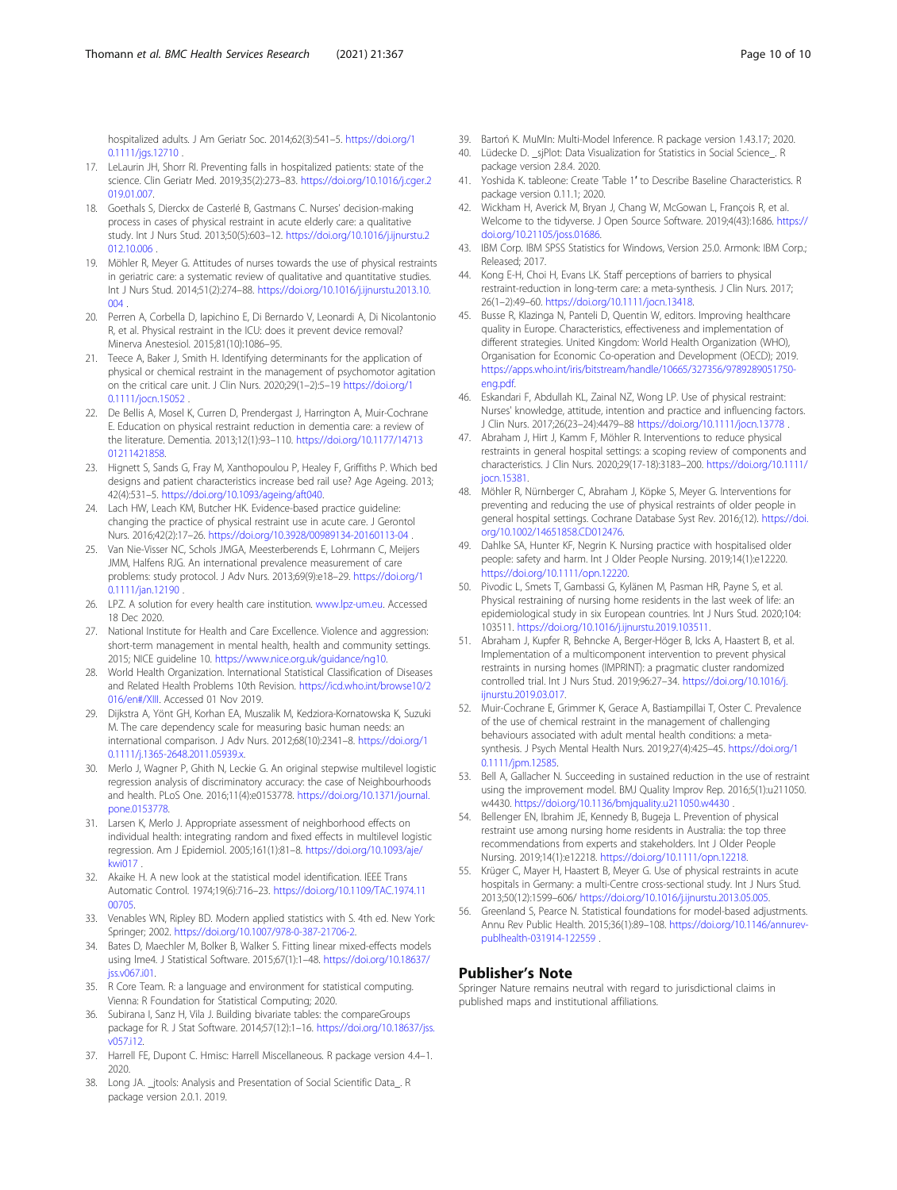hospitalized adults. J Am Geriatr Soc. 2014;62(3):541–5. https://doi.org/10.1111/jgs.12710 .

17. LeLaurin JH, Shorr RI. Preventing falls in hospitalized patients: state of the science. Clin Geriatr Med. 2019;35(2):273–83. https://doi.org/10.1016/j.cger.2019.01.007.
18. Goethals S, Dierckx de Casterlé B, Gastmans C. Nurses' decision-making process in cases of physical restraint in acute elderly care: a qualitative study. Int J Nurs Stud. 2013;50(5):603–12. https://doi.org/10.1016/j.ijnurstu.2012.10.006 .
19. Möhler R, Meyer G. Attitudes of nurses towards the use of physical restraints in geriatric care: a systematic review of qualitative and quantitative studies. Int J Nurs Stud. 2014;51(2):274–88. https://doi.org/10.1016/j.ijnurstu.2013.10.004 .
20. Perren A, Corbella D, Iapichino E, Di Bernardo V, Leonardi A, Di Nicolantonio R, et al. Physical restraint in the ICU: does it prevent device removal? Minerva Anestesiol. 2015;81(10):1086–95.
21. Teece A, Baker J, Smith H. Identifying determinants for the application of physical or chemical restraint in the management of psychomotor agitation on the critical care unit. J Clin Nurs. 2020;29(1–2):5–19 https://doi.org/10.1111/jocn.15052 .
22. De Bellis A, Mosel K, Curren D, Prendergast J, Harrington A, Muir-Cochrane E. Education on physical restraint reduction in dementia care: a review of the literature. Dementia. 2013;12(1):93–110. https://doi.org/10.1177/1471301211421858.
23. Hignett S, Sands G, Fray M, Xanthopoulou P, Healey F, Griffiths P. Which bed designs and patient characteristics increase bed rail use? Age Ageing. 2013;42(4):531–5. https://doi.org/10.1093/ageing/aft040.
24. Lach HW, Leach KM, Butcher HK. Evidence-based practice guideline: changing the practice of physical restraint use in acute care. J Gerontol Nurs. 2016;42(2):17–26. https://doi.org/10.3928/00989134-20160113-04 .
25. Van Nie-Visser NC, Schols JMGA, Meesterberends E, Lohrmann C, Meijers JMM, Halfens RJG. An international prevalence measurement of care problems: study protocol. J Adv Nurs. 2013;69(9):e18–29. https://doi.org/10.1111/jan.12190 .
26. LPZ. A solution for every health care institution. www.lpz-um.eu. Accessed 18 Dec 2020.
27. National Institute for Health and Care Excellence. Violence and aggression: short-term management in mental health, health and community settings. 2015; NICE guideline 10. https://www.nice.org.uk/guidance/ng10.
28. World Health Organization. International Statistical Classification of Diseases and Related Health Problems 10th Revision. https://icd.who.int/browse10/2016/en#/XIII. Accessed 01 Nov 2019.
29. Dijkstra A, Yönt GH, Korhan EA, Muszalik M, Kedziora-Kornatowska K, Suzuki M. The care dependency scale for measuring basic human needs: an international comparison. J Adv Nurs. 2012;68(10):2341–8. https://doi.org/10.1111/j.1365-2648.2011.05939.x.
30. Merlo J, Wagner P, Ghith N, Leckie G. An original stepwise multilevel logistic regression analysis of discriminatory accuracy: the case of Neighbourhoods and health. PLoS One. 2016;11(4):e0153778. https://doi.org/10.1371/journal.pone.0153778.
31. Larsen K, Merlo J. Appropriate assessment of neighborhood effects on individual health: integrating random and fixed effects in multilevel logistic regression. Am J Epidemiol. 2005;161(1):81–8. https://doi.org/10.1093/aje/kwi017 .
32. Akaike H. A new look at the statistical model identification. IEEE Trans Automatic Control. 1974;19(6):716–23. https://doi.org/10.1109/TAC.1974.1100705.
33. Venables WN, Ripley BD. Modern applied statistics with S. 4th ed. New York: Springer; 2002. https://doi.org/10.1007/978-0-387-21706-2.
34. Bates D, Maechler M, Bolker B, Walker S. Fitting linear mixed-effects models using lme4. J Statistical Software. 2015;67(1):1–48. https://doi.org/10.18637/jss.v067.i01.
35. R Core Team. R: a language and environment for statistical computing. Vienna: R Foundation for Statistical Computing; 2020.
36. Subirana I, Sanz H, Vila J. Building bivariate tables: the compareGroups package for R. J Stat Software. 2014;57(12):1–16. https://doi.org/10.18637/jss.v057.i12.
37. Harrell FE, Dupont C. Hmisc: Harrell Miscellaneous. R package version 4.4–1. 2020.
38. Long JA. _jtools: Analysis and Presentation of Social Scientific Data_. R package version 2.0.1. 2019.
39. Bartoń K. MuMIn: Multi-Model Inference. R package version 1.43.17; 2020.
40. Lüdecke D. _sjPlot: Data Visualization for Statistics in Social Science_. R package version 2.8.4. 2020.
41. Yoshida K. tableone: Create 'Table 1' to Describe Baseline Characteristics. R package version 0.11.1; 2020.
42. Wickham H, Averick M, Bryan J, Chang W, McGowan L, François R, et al. Welcome to the tidyverse. J Open Source Software. 2019;4(43):1686. https://doi.org/10.21105/joss.01686.
43. IBM Corp. IBM SPSS Statistics for Windows, Version 25.0. Armonk: IBM Corp.; Released; 2017.
44. Kong E-H, Choi H, Evans LK. Staff perceptions of barriers to physical restraint-reduction in long-term care: a meta-synthesis. J Clin Nurs. 2017;26(1–2):49–60. https://doi.org/10.1111/jocn.13418.
45. Busse R, Klazinga N, Panteli D, Quentin W, editors. Improving healthcare quality in Europe. Characteristics, effectiveness and implementation of different strategies. United Kingdom: World Health Organization (WHO), Organisation for Economic Co-operation and Development (OECD); 2019. https://apps.who.int/iris/bitstream/handle/10665/327356/9789289051750-eng.pdf.
46. Eskandari F, Abdullah KL, Zainal NZ, Wong LP. Use of physical restraint: Nurses' knowledge, attitude, intention and practice and influencing factors. J Clin Nurs. 2017;26(23–24):4479–88 https://doi.org/10.1111/jocn.13778 .
47. Abraham J, Hirt J, Kamm F, Möhler R. Interventions to reduce physical restraints in general hospital settings: a scoping review of components and characteristics. J Clin Nurs. 2020;29(17-18):3183–200. https://doi.org/10.1111/jocn.15381.
48. Möhler R, Nürnberger C, Abraham J, Köpke S, Meyer G. Interventions for preventing and reducing the use of physical restraints of older people in general hospital settings. Cochrane Database Syst Rev. 2016;(12). https://doi.org/10.1002/14651858.CD012476.
49. Dahlke SA, Hunter KF, Negrin K. Nursing practice with hospitalised older people: safety and harm. Int J Older People Nursing. 2019;14(1):e12220. https://doi.org/10.1111/opn.12220.
50. Pivodic L, Smets T, Gambassi G, Kylänen M, Pasman HR, Payne S, et al. Physical restraining of nursing home residents in the last week of life: an epidemiological study in six European countries. Int J Nurs Stud. 2020;104:103511. https://doi.org/10.1016/j.ijnurstu.2019.103511.
51. Abraham J, Kupfer R, Behncke A, Berger-Höger B, Icks A, Haastert B, et al. Implementation of a multicomponent intervention to prevent physical restraints in nursing homes (IMPRINT): a pragmatic cluster randomized controlled trial. Int J Nurs Stud. 2019;96:27–34. https://doi.org/10.1016/j.ijnurstu.2019.03.017.
52. Muir-Cochrane E, Grimmer K, Gerace A, Bastiampillai T, Oster C. Prevalence of the use of chemical restraint in the management of challenging behaviours associated with adult mental health conditions: a meta-synthesis. J Psych Mental Health Nurs. 2019;27(4):425–45. https://doi.org/10.1111/jpm.12585.
53. Bell A, Gallacher N. Succeeding in sustained reduction in the use of restraint using the improvement model. BMJ Quality Improv Rep. 2016;5(1):u211050.w4430. https://doi.org/10.1136/bmjquality.u211050.w4430 .
54. Bellenger EN, Ibrahim JE, Kennedy B, Bugeja L. Prevention of physical restraint use among nursing home residents in Australia: the top three recommendations from experts and stakeholders. Int J Older People Nursing. 2019;14(1):e12218. https://doi.org/10.1111/opn.12218.
55. Krüger C, Mayer H, Haastert B, Meyer G. Use of physical restraints in acute hospitals in Germany: a multi-Centre cross-sectional study. Int J Nurs Stud. 2013;50(12):1599–606/ https://doi.org/10.1016/j.ijnurstu.2013.05.005.
56. Greenland S, Pearce N. Statistical foundations for model-based adjustments. Annu Rev Public Health. 2015;36(1):89–108. https://doi.org/10.1146/annurev-publhealth-031914-122559 .

## Publisher's Note

Springer Nature remains neutral with regard to jurisdictional claims in published maps and institutional affiliations.